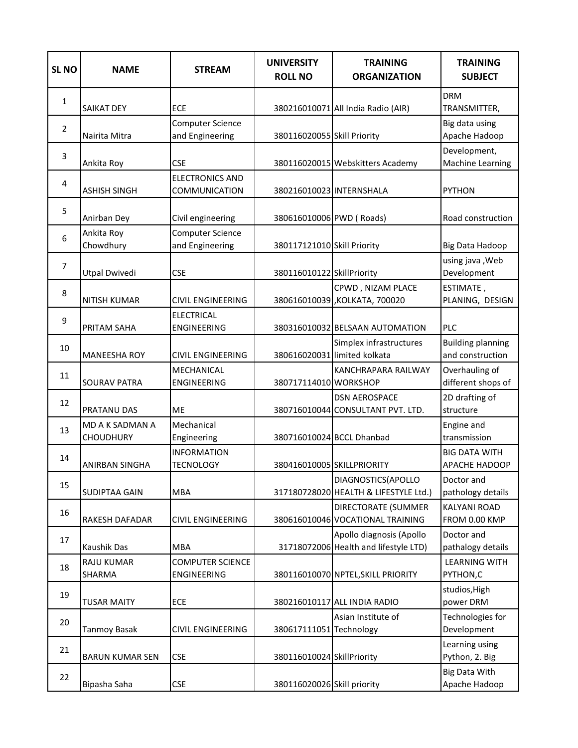| SL NO | NAME | STREAM | UNIVERSITY ROLL NO | TRAINING ORGANIZATION | TRAINING SUBJECT |
|---|---|---|---|---|---|
| 1 | SAIKAT DEY | ECE | 380216010071 | All India Radio (AIR) | DRM TRANSMITTER, |
| 2 | Nairita Mitra | Computer Science and Engineering | 380116020055 | Skill Priority | Big data using Apache Hadoop |
| 3 | Ankita Roy | CSE | 380116020015 | Webskitters Academy | Development, Machine Learning |
| 4 | ASHISH SINGH | ELECTRONICS AND COMMUNICATION | 380216010023 | INTERNSHALA | PYTHON |
| 5 | Anirban Dey | Civil engineering | 380616010006 | PWD ( Roads) | Road construction |
| 6 | Ankita Roy Chowdhury | Computer Science and Engineering | 380117121010 | Skill Priority | Big Data Hadoop |
| 7 | Utpal Dwivedi | CSE | 380116010122 | SkillPriority | using java ,Web Development |
| 8 | NITISH KUMAR | CIVIL ENGINEERING | 380616010039 | CPWD , NIZAM PLACE ,KOLKATA, 700020 | ESTIMATE , PLANING, DESIGN |
| 9 | PRITAM SAHA | ELECTRICAL ENGINEERING | 380316010032 | BELSAAN AUTOMATION | PLC |
| 10 | MANEESHA ROY | CIVIL ENGINEERING | 380616020031 | Simplex infrastructures limited kolkata | Building planning and construction |
| 11 | SOURAV PATRA | MECHANICAL ENGINEERING | 380717114010 | KANCHRAPARA RAILWAY WORKSHOP | Overhauling of different shops of |
| 12 | PRATANU DAS | ME | 380716010044 | DSN AEROSPACE CONSULTANT PVT. LTD. | 2D drafting of structure |
| 13 | MD A K SADMAN A CHOUDHURY | Mechanical Engineering | 380716010024 | BCCL Dhanbad | Engine and transmission |
| 14 | ANIRBAN SINGHA | INFORMATION TECNOLOGY | 380416010005 | SKILLPRIORITY | BIG DATA WITH APACHE HADOOP |
| 15 | SUDIPTAA GAIN | MBA | 317180728020 | DIAGNOSTICS(APOLLO HEALTH & LIFESTYLE Ltd.) | Doctor and pathology details |
| 16 | RAKESH DAFADAR | CIVIL ENGINEERING | 380616010046 | DIRECTORATE (SUMMER VOCATIONAL TRAINING | KALYANI ROAD FROM 0.00 KMP |
| 17 | Kaushik Das | MBA | 31718072006 | Apollo diagnosis (Apollo Health and lifestyle LTD) | Doctor and pathalogy details |
| 18 | RAJU KUMAR SHARMA | COMPUTER SCIENCE ENGINEERING | 380116010070 | NPTEL,SKILL PRIORITY | LEARNING WITH PYTHON,C |
| 19 | TUSAR MAITY | ECE | 380216010117 | ALL INDIA RADIO | studios,High power DRM |
| 20 | Tanmoy Basak | CIVIL ENGINEERING | 380617111051 | Asian Institute of Technology | Technologies for Development |
| 21 | BARUN KUMAR SEN | CSE | 380116010024 | SkillPriority | Learning using Python, 2. Big |
| 22 | Bipasha Saha | CSE | 380116020026 | Skill priority | Big Data With Apache Hadoop |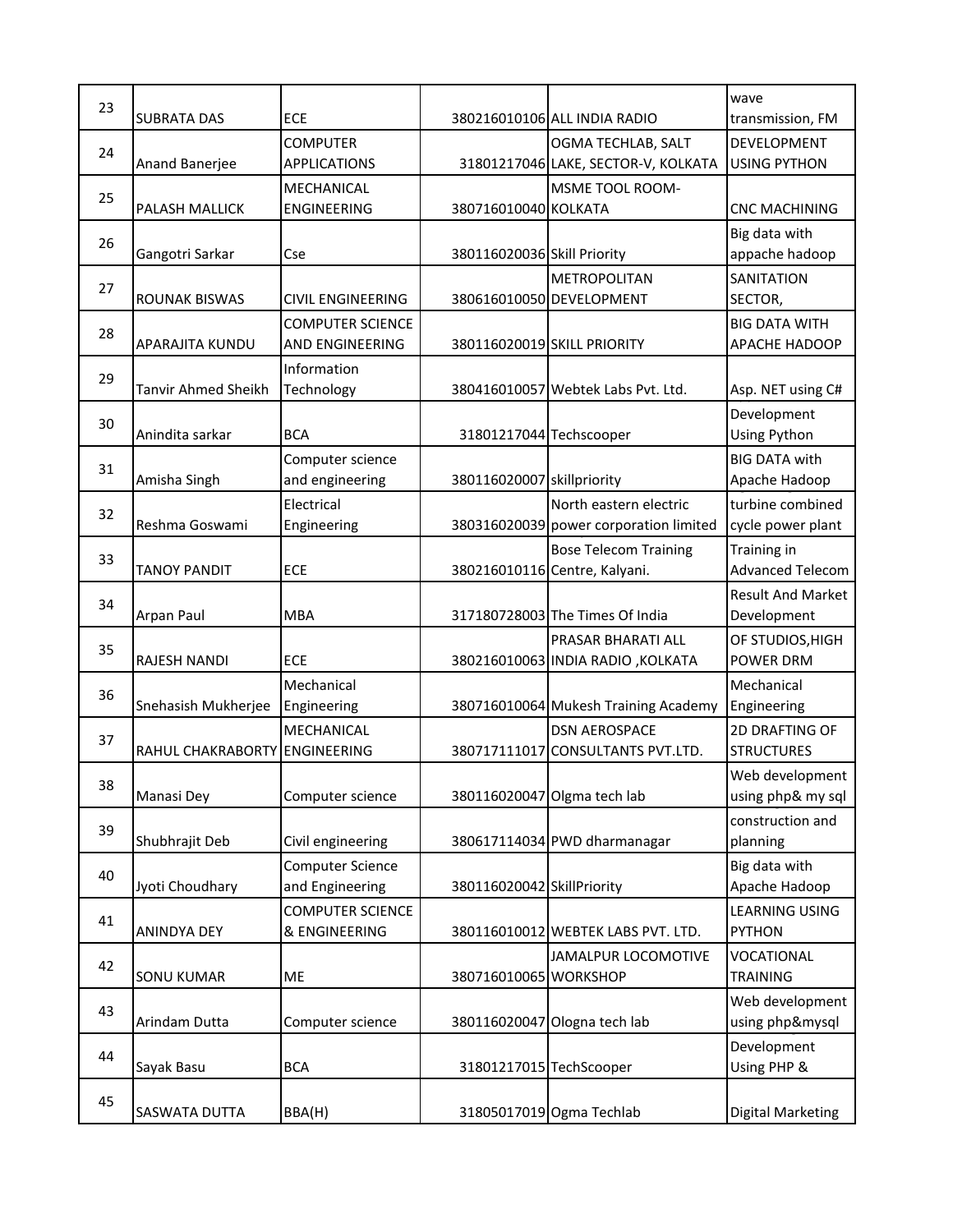| 23 | SUBRATA DAS | ECE | 380216010106 | ALL INDIA RADIO | wave transmission, FM |
|---|---|---|---|---|---|
| 24 | Anand Banerjee | COMPUTER APPLICATIONS | 31801217046 | OGMA TECHLAB, SALT LAKE, SECTOR-V, KOLKATA | DEVELOPMENT USING PYTHON |
| 25 | PALASH MALLICK | MECHANICAL ENGINEERING | 380716010040 | MSME TOOL ROOM-KOLKATA | CNC MACHINING |
| 26 | Gangotri Sarkar | Cse | 380116020036 | Skill Priority | Big data with appache hadoop |
| 27 | ROUNAK BISWAS | CIVIL ENGINEERING | 380616010050 | METROPOLITAN DEVELOPMENT | SANITATION SECTOR, |
| 28 | APARAJITA KUNDU | COMPUTER SCIENCE AND ENGINEERING | 380116020019 | SKILL PRIORITY | BIG DATA WITH APACHE HADOOP |
| 29 | Tanvir Ahmed Sheikh | Information Technology | 380416010057 | Webtek Labs Pvt. Ltd. | Asp. NET using C# |
| 30 | Anindita sarkar | BCA | 31801217044 | Techscooper | Development Using Python |
| 31 | Amisha Singh | Computer science and engineering | 380116020007 | skillpriority | BIG DATA with Apache Hadoop |
| 32 | Reshma Goswami | Electrical Engineering | 380316020039 | North eastern electric power corporation limited | turbine combined cycle power plant |
| 33 | TANOY PANDIT | ECE | 380216010116 | Bose Telecom Training Centre, Kalyani. | Training in Advanced Telecom |
| 34 | Arpan Paul | MBA | 317180728003 | The Times Of India | Result And Market Development |
| 35 | RAJESH NANDI | ECE | 380216010063 | PRASAR BHARATI ALL INDIA RADIO ,KOLKATA | OF STUDIOS,HIGH POWER DRM |
| 36 | Snehasish Mukherjee | Mechanical Engineering | 380716010064 | Mukesh Training Academy | Mechanical Engineering |
| 37 | RAHUL CHAKRABORTY | MECHANICAL ENGINEERING | 380717111017 | DSN AEROSPACE CONSULTANTS PVT.LTD. | 2D DRAFTING OF STRUCTURES |
| 38 | Manasi Dey | Computer science | 380116020047 | Olgma tech lab | Web development using php& my sql |
| 39 | Shubhrajit Deb | Civil engineering | 380617114034 | PWD dharmanagar | construction and planning |
| 40 | Jyoti Choudhary | Computer Science and Engineering | 380116020042 | SkillPriority | Big data with Apache Hadoop |
| 41 | ANINDYA DEY | COMPUTER SCIENCE & ENGINEERING | 380116010012 | WEBTEK LABS PVT. LTD. | LEARNING USING PYTHON |
| 42 | SONU KUMAR | ME | 380716010065 | JAMALPUR LOCOMOTIVE WORKSHOP | VOCATIONAL TRAINING |
| 43 | Arindam Dutta | Computer science | 380116020047 | Ologna tech lab | Web development using php&mysql |
| 44 | Sayak Basu | BCA | 31801217015 | TechScooper | Development Using PHP & |
| 45 | SASWATA DUTTA | BBA(H) | 31805017019 | Ogma Techlab | Digital Marketing |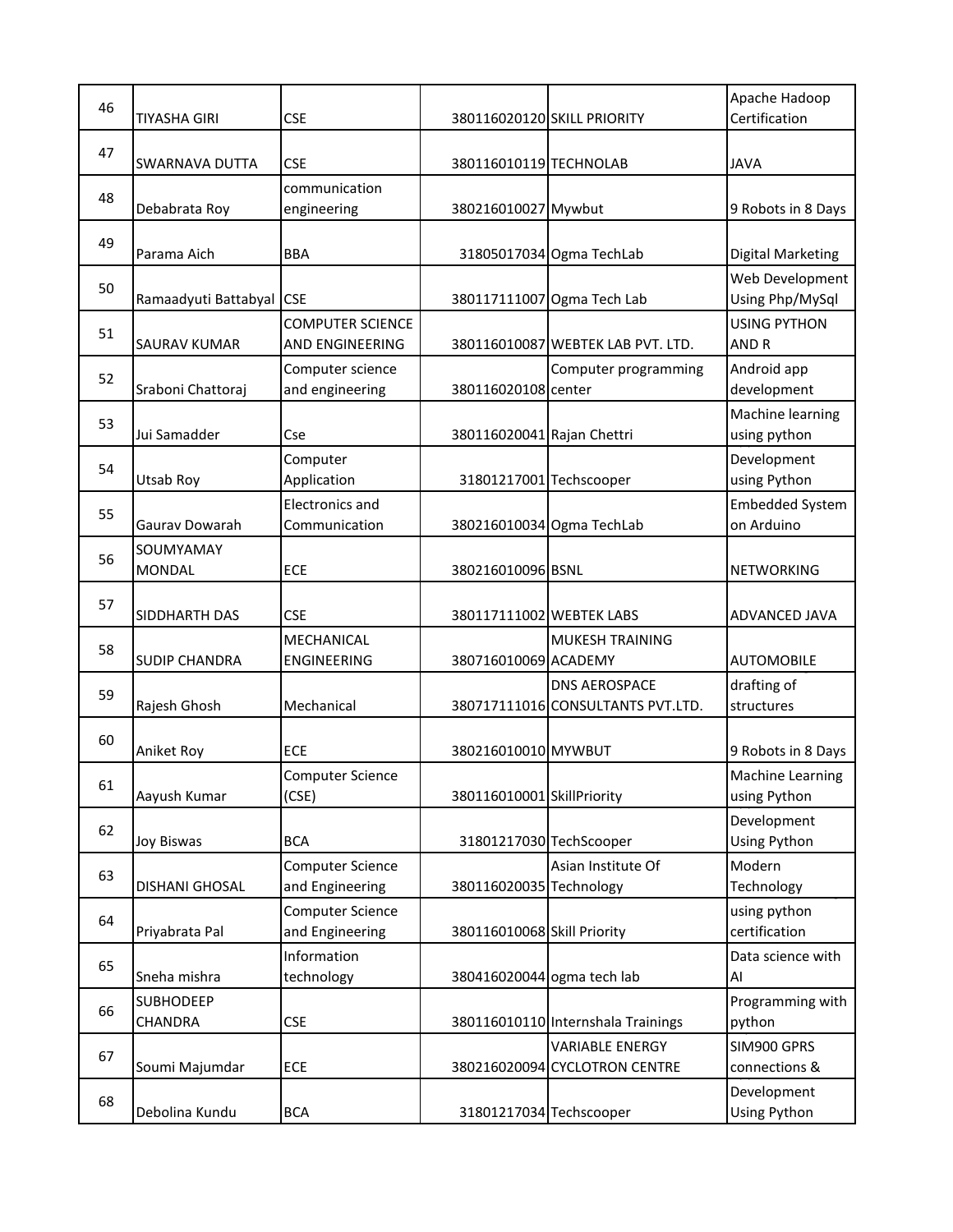| | | | | | |
|---|---|---|---|---|---|
| 46 | TIYASHA GIRI | CSE | 380116020120 | SKILL PRIORITY | Apache Hadoop Certification |
| 47 | SWARNAVA DUTTA | CSE | 380116010119 | TECHNOLAB | JAVA |
| 48 | Debabrata Roy | communication engineering | 380216010027 | Mywbut | 9 Robots in 8 Days |
| 49 | Parama Aich | BBA | 31805017034 | Ogma TechLab | Digital Marketing |
| 50 | Ramaadyuti Battabyal | CSE | 380117111007 | Ogma Tech Lab | Web Development Using Php/MySql |
| 51 | SAURAV KUMAR | COMPUTER SCIENCE AND ENGINEERING | 380116010087 | WEBTEK LAB PVT. LTD. | USING PYTHON AND R |
| 52 | Sraboni Chattoraj | Computer science and engineering | 380116020108 | Computer programming center | Android app development |
| 53 | Jui Samadder | Cse | 380116020041 | Rajan Chettri | Machine learning using python |
| 54 | Utsab Roy | Computer Application | 31801217001 | Techscooper | Development using Python |
| 55 | Gaurav Dowarah | Electronics and Communication | 380216010034 | Ogma TechLab | Embedded System on Arduino |
| 56 | SOUMYAMAY MONDAL | ECE | 380216010096 | BSNL | NETWORKING |
| 57 | SIDDHARTH DAS | CSE | 380117111002 | WEBTEK LABS | ADVANCED JAVA |
| 58 | SUDIP CHANDRA | MECHANICAL ENGINEERING | 380716010069 | MUKESH TRAINING ACADEMY | AUTOMOBILE |
| 59 | Rajesh Ghosh | Mechanical | 380717111016 | DNS AEROSPACE CONSULTANTS PVT.LTD. | drafting of structures |
| 60 | Aniket Roy | ECE | 380216010010 | MYWBUT | 9 Robots in 8 Days |
| 61 | Aayush Kumar | Computer Science (CSE) | 380116010001 | SkillPriority | Machine Learning using Python |
| 62 | Joy Biswas | BCA | 31801217030 | TechScooper | Development Using Python |
| 63 | DISHANI GHOSAL | Computer Science and Engineering | 380116020035 | Asian Institute Of Technology | Modern Technology |
| 64 | Priyabrata Pal | Computer Science and Engineering | 380116010068 | Skill Priority | using python certification |
| 65 | Sneha mishra | Information technology | 380416020044 | ogma tech lab | Data science with AI |
| 66 | SUBHODEEP CHANDRA | CSE | 380116010110 | Internshala Trainings | Programming with python |
| 67 | Soumi Majumdar | ECE | 380216020094 | VARIABLE ENERGY CYCLOTRON CENTRE | SIM900 GPRS connections & |
| 68 | Debolina Kundu | BCA | 31801217034 | Techscooper | Development Using Python |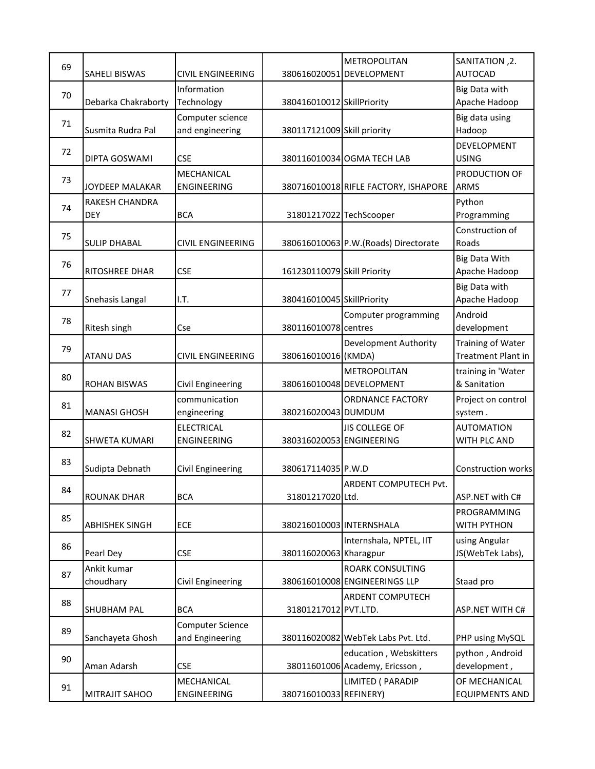| | | | | | |
|---|---|---|---|---|---|
| 69 | SAHELI BISWAS | CIVIL ENGINEERING | 380616020051 | METROPOLITAN DEVELOPMENT | SANITATION ,2. AUTOCAD |
| 70 | Debarka Chakraborty | Information Technology | 380416010012 | SkillPriority | Big Data with Apache Hadoop |
| 71 | Susmita Rudra Pal | Computer science and engineering | 380117121009 | Skill priority | Big data using Hadoop |
| 72 | DIPTA GOSWAMI | CSE | 380116010034 | OGMA TECH LAB | DEVELOPMENT USING |
| 73 | JOYDEEP MALAKAR | MECHANICAL ENGINEERING | 380716010018 | RIFLE FACTORY, ISHAPORE | PRODUCTION OF ARMS |
| 74 | RAKESH CHANDRA DEY | BCA | 31801217022 | TechScooper | Python Programming |
| 75 | SULIP DHABAL | CIVIL ENGINEERING | 380616010063 | P.W.(Roads) Directorate | Construction of Roads |
| 76 | RITOSHREE DHAR | CSE | 161230110079 | Skill Priority | Big Data With Apache Hadoop |
| 77 | Snehasis Langal | I.T. | 380416010045 | SkillPriority | Big Data with Apache Hadoop |
| 78 | Ritesh singh | Cse | 380116010078 | Computer programming centres | Android development |
| 79 | ATANU DAS | CIVIL ENGINEERING | 380616010016 | Development Authority (KMDA) | Training of Water Treatment Plant in |
| 80 | ROHAN BISWAS | Civil Engineering | 380616010048 | METROPOLITAN DEVELOPMENT | training in 'Water & Sanitation |
| 81 | MANASI GHOSH | communication engineering | 380216020043 | ORDNANCE FACTORY DUMDUM | Project on control system . |
| 82 | SHWETA KUMARI | ELECTRICAL ENGINEERING | 380316020053 | JIS COLLEGE OF ENGINEERING | AUTOMATION WITH PLC AND |
| 83 | Sudipta Debnath | Civil Engineering | 380617114035 | P.W.D | Construction works |
| 84 | ROUNAK DHAR | BCA | 31801217020 | ARDENT COMPUTECH Pvt. Ltd. | ASP.NET with C# |
| 85 | ABHISHEK SINGH | ECE | 380216010003 | INTERNSHALA | PROGRAMMING WITH PYTHON |
| 86 | Pearl Dey | CSE | 380116020063 | Internshala, NPTEL, IIT Kharagpur | using Angular JS(WebTek Labs), |
| 87 | Ankit kumar choudhary | Civil Engineering | 380616010008 | ROARK CONSULTING ENGINEERINGS LLP | Staad pro |
| 88 | SHUBHAM PAL | BCA | 31801217012 | ARDENT COMPUTECH PVT.LTD. | ASP.NET WITH C# |
| 89 | Sanchayeta Ghosh | Computer Science and Engineering | 380116020082 | WebTek Labs Pvt. Ltd. | PHP using MySQL |
| 90 | Aman Adarsh | CSE | 38011601006 | education , Webskitters Academy, Ericsson , | python , Android development , |
| 91 | MITRAJIT SAHOO | MECHANICAL ENGINEERING | 380716010033 | LIMITED ( PARADIP REFINERY) | OF MECHANICAL EQUIPMENTS AND |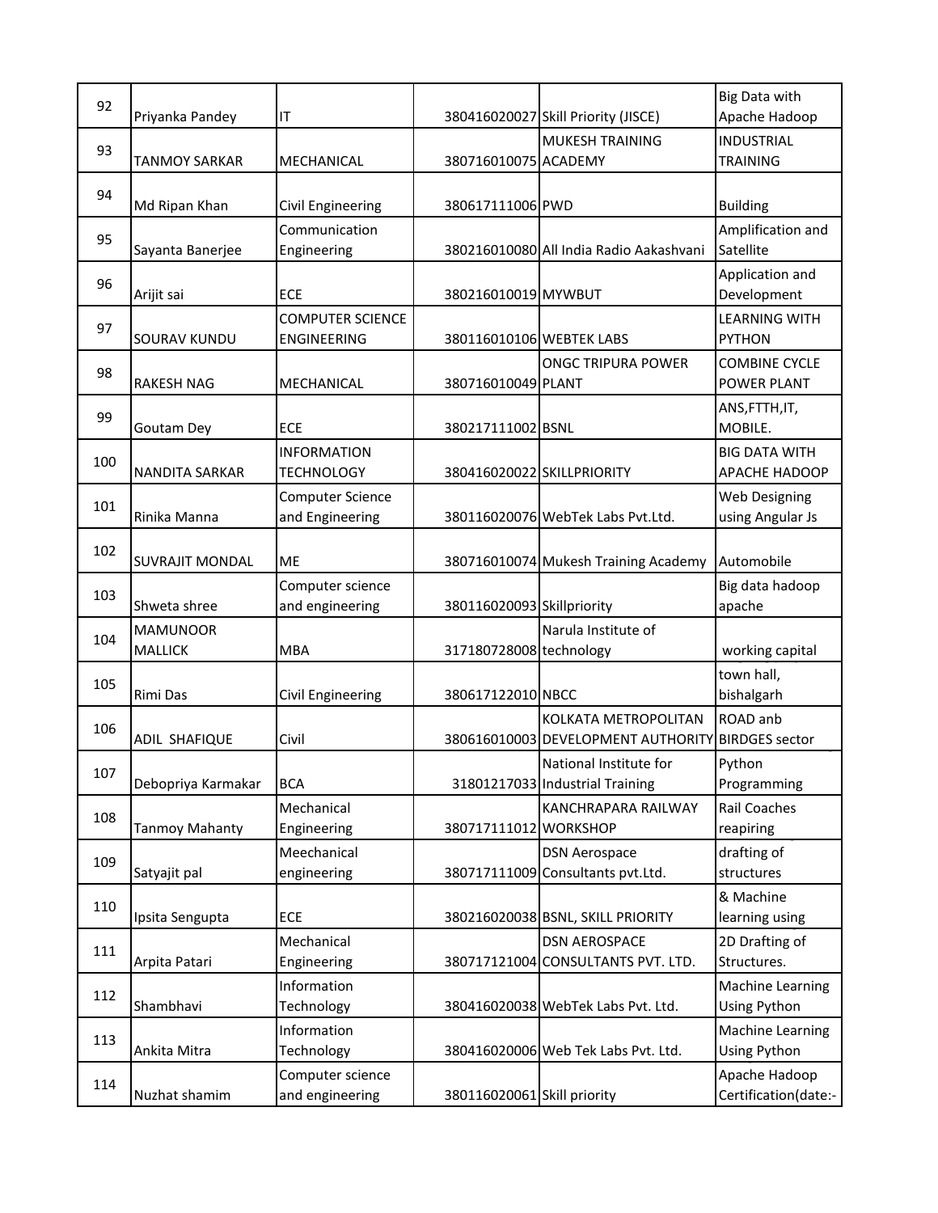| | | | | | |
|---|---|---|---|---|---|
| 92 | Priyanka Pandey | IT | 380416020027 | Skill Priority (JISCE) | Big Data with Apache Hadoop |
| 93 | TANMOY SARKAR | MECHANICAL | 380716010075 | MUKESH TRAINING ACADEMY | INDUSTRIAL TRAINING |
| 94 | Md Ripan Khan | Civil Engineering | 380617111006 | PWD | Building |
| 95 | Sayanta Banerjee | Communication Engineering | 380216010080 | All India Radio Aakashvani | Amplification and Satellite |
| 96 | Arijit sai | ECE | 380216010019 | MYWBUT | Application and Development |
| 97 | SOURAV KUNDU | COMPUTER SCIENCE ENGINEERING | 380116010106 | WEBTEK LABS | LEARNING WITH PYTHON |
| 98 | RAKESH NAG | MECHANICAL | 380716010049 | ONGC TRIPURA POWER PLANT | COMBINE CYCLE POWER PLANT |
| 99 | Goutam Dey | ECE | 380217111002 | BSNL | ANS,FTTH,IT, MOBILE. |
| 100 | NANDITA SARKAR | INFORMATION TECHNOLOGY | 380416020022 | SKILLPRIORITY | BIG DATA WITH APACHE HADOOP |
| 101 | Rinika Manna | Computer Science and Engineering | 380116020076 | WebTek Labs Pvt.Ltd. | Web Designing using Angular Js |
| 102 | SUVRAJIT MONDAL | ME | 380716010074 | Mukesh Training Academy | Automobile |
| 103 | Shweta shree | Computer science and engineering | 380116020093 | Skillpriority | Big data hadoop apache |
| 104 | MAMUNOOR MALLICK | MBA | 317180728008 | Narula Institute of technology | working capital |
| 105 | Rimi Das | Civil Engineering | 380617122010 | NBCC | town hall, bishalgarh |
| 106 | ADIL SHAFIQUE | Civil | 380616010003 | KOLKATA METROPOLITAN DEVELOPMENT AUTHORITY | ROAD anb BIRDGES sector |
| 107 | Debopriya Karmakar | BCA | 31801217033 | National Institute for Industrial Training | Python Programming |
| 108 | Tanmoy Mahanty | Mechanical Engineering | 380717111012 | KANCHRAPARA RAILWAY WORKSHOP | Rail Coaches reapiring |
| 109 | Satyajit pal | Meechanical engineering | 380717111009 | DSN Aerospace Consultants pvt.Ltd. | drafting of structures |
| 110 | Ipsita Sengupta | ECE | 380216020038 | BSNL, SKILL PRIORITY | & Machine learning using |
| 111 | Arpita Patari | Mechanical Engineering | 380717121004 | DSN AEROSPACE CONSULTANTS PVT. LTD. | 2D Drafting of Structures. |
| 112 | Shambhavi | Information Technology | 380416020038 | WebTek Labs Pvt. Ltd. | Machine Learning Using Python |
| 113 | Ankita Mitra | Information Technology | 380416020006 | Web Tek Labs Pvt. Ltd. | Machine Learning Using Python |
| 114 | Nuzhat shamim | Computer science and engineering | 380116020061 | Skill priority | Apache Hadoop Certification(date:- |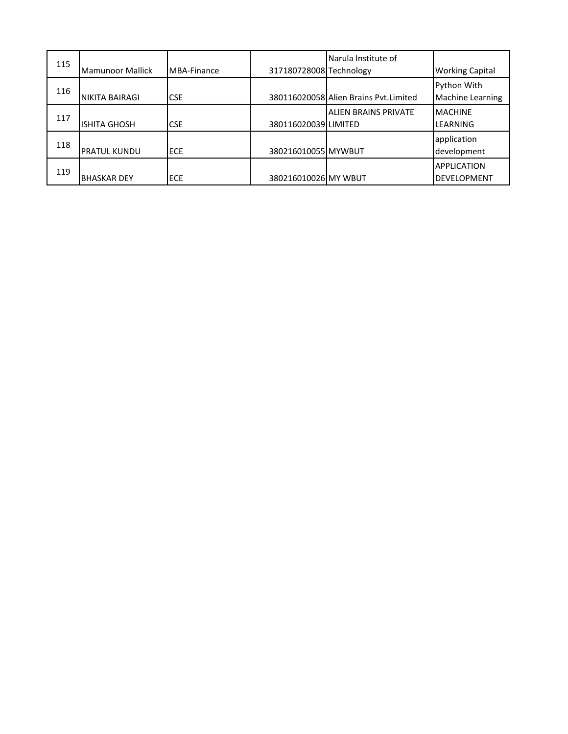| | | | | | |
|---|---|---|---|---|---|
| 115 | Mamunoor Mallick | MBA-Finance | 317180728008 | Narula Institute of Technology | Working Capital |
| 116 | NIKITA BAIRAGI | CSE | 380116020058 | Alien Brains Pvt.Limited | Python With Machine Learning |
| 117 | ISHITA GHOSH | CSE | 380116020039 | ALIEN BRAINS PRIVATE LIMITED | MACHINE LEARNING |
| 118 | PRATUL KUNDU | ECE | 380216010055 | MYWBUT | application development |
| 119 | BHASKAR DEY | ECE | 380216010026 | MY WBUT | APPLICATION DEVELOPMENT |